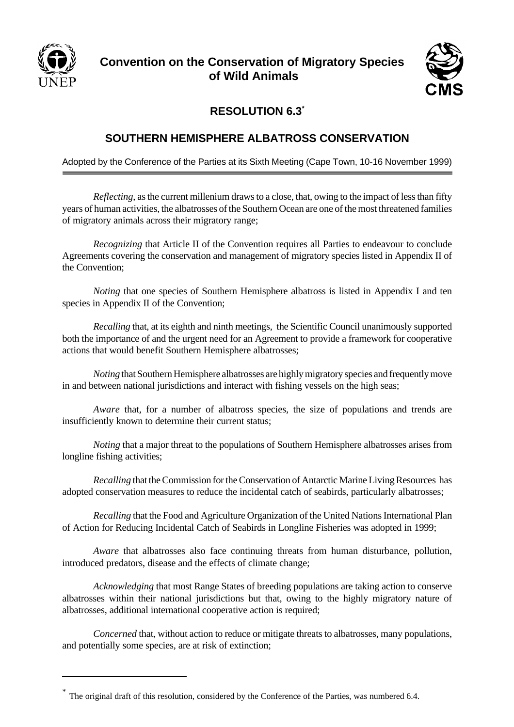**Convention on the Conservation of Migratory Species of Wild Animals**

# RESOLUTION 6.3*

## SOUTHERN HEMISPHERE ALBATROSS CONSERVATION

Adopted by the Conference of the Parties at its Sixth Meeting (Cape Town, 10-16 November 1999)

---

*Reflecting*, as the current millenium draws to a close, that, owing to the impact of less than fifty years of human activities, the albatrosses of the Southern Ocean are one of the most threatened families of migratory animals across their migratory range;

*Recognizing* that Article II of the Convention requires all Parties to endeavour to conclude Agreements covering the conservation and management of migratory species listed in Appendix II of the Convention;

*Noting* that one species of Southern Hemisphere albatross is listed in Appendix I and ten species in Appendix II of the Convention;

*Recalling* that, at its eighth and ninth meetings, the Scientific Council unanimously supported both the importance of and the urgent need for an Agreement to provide a framework for cooperative actions that would benefit Southern Hemisphere albatrosses;

*Noting* that Southern Hemisphere albatrosses are highly migratory species and frequently move in and between national jurisdictions and interact with fishing vessels on the high seas;

*Aware* that, for a number of albatross species, the size of populations and trends are insufficiently known to determine their current status;

*Noting* that a major threat to the populations of Southern Hemisphere albatrosses arises from longline fishing activities;

*Recalling* that the Commission for the Conservation of Antarctic Marine Living Resources has adopted conservation measures to reduce the incidental catch of seabirds, particularly albatrosses;

*Recalling* that the Food and Agriculture Organization of the United Nations International Plan of Action for Reducing Incidental Catch of Seabirds in Longline Fisheries was adopted in 1999;

*Aware* that albatrosses also face continuing threats from human disturbance, pollution, introduced predators, disease and the effects of climate change;

*Acknowledging* that most Range States of breeding populations are taking action to conserve albatrosses within their national jurisdictions but that, owing to the highly migratory nature of albatrosses, additional international cooperative action is required;

*Concerned* that, without action to reduce or mitigate threats to albatrosses, many populations, and potentially some species, are at risk of extinction;

---

* The original draft of this resolution, considered by the Conference of the Parties, was numbered 6.4.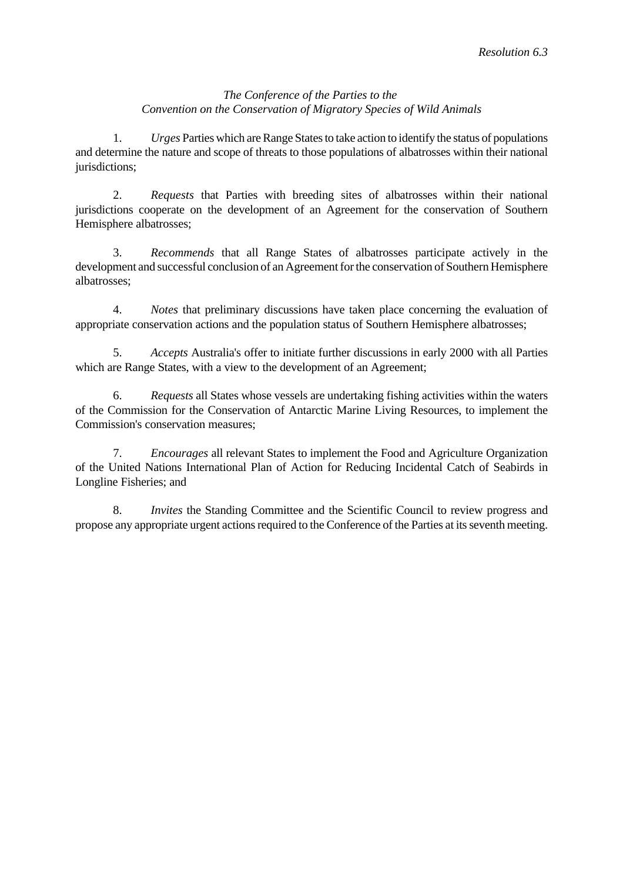*Resolution 6.3*

*The Conference of the Parties to the*
*Convention on the Conservation of Migratory Species of Wild Animals*

1. *Urges* Parties which are Range States to take action to identify the status of populations and determine the nature and scope of threats to those populations of albatrosses within their national jurisdictions;

2. *Requests* that Parties with breeding sites of albatrosses within their national jurisdictions cooperate on the development of an Agreement for the conservation of Southern Hemisphere albatrosses;

3. *Recommends* that all Range States of albatrosses participate actively in the development and successful conclusion of an Agreement for the conservation of Southern Hemisphere albatrosses;

4. *Notes* that preliminary discussions have taken place concerning the evaluation of appropriate conservation actions and the population status of Southern Hemisphere albatrosses;

5. *Accepts* Australia's offer to initiate further discussions in early 2000 with all Parties which are Range States, with a view to the development of an Agreement;

6. *Requests* all States whose vessels are undertaking fishing activities within the waters of the Commission for the Conservation of Antarctic Marine Living Resources, to implement the Commission's conservation measures;

7. *Encourages* all relevant States to implement the Food and Agriculture Organization of the United Nations International Plan of Action for Reducing Incidental Catch of Seabirds in Longline Fisheries; and

8. *Invites* the Standing Committee and the Scientific Council to review progress and propose any appropriate urgent actions required to the Conference of the Parties at its seventh meeting.